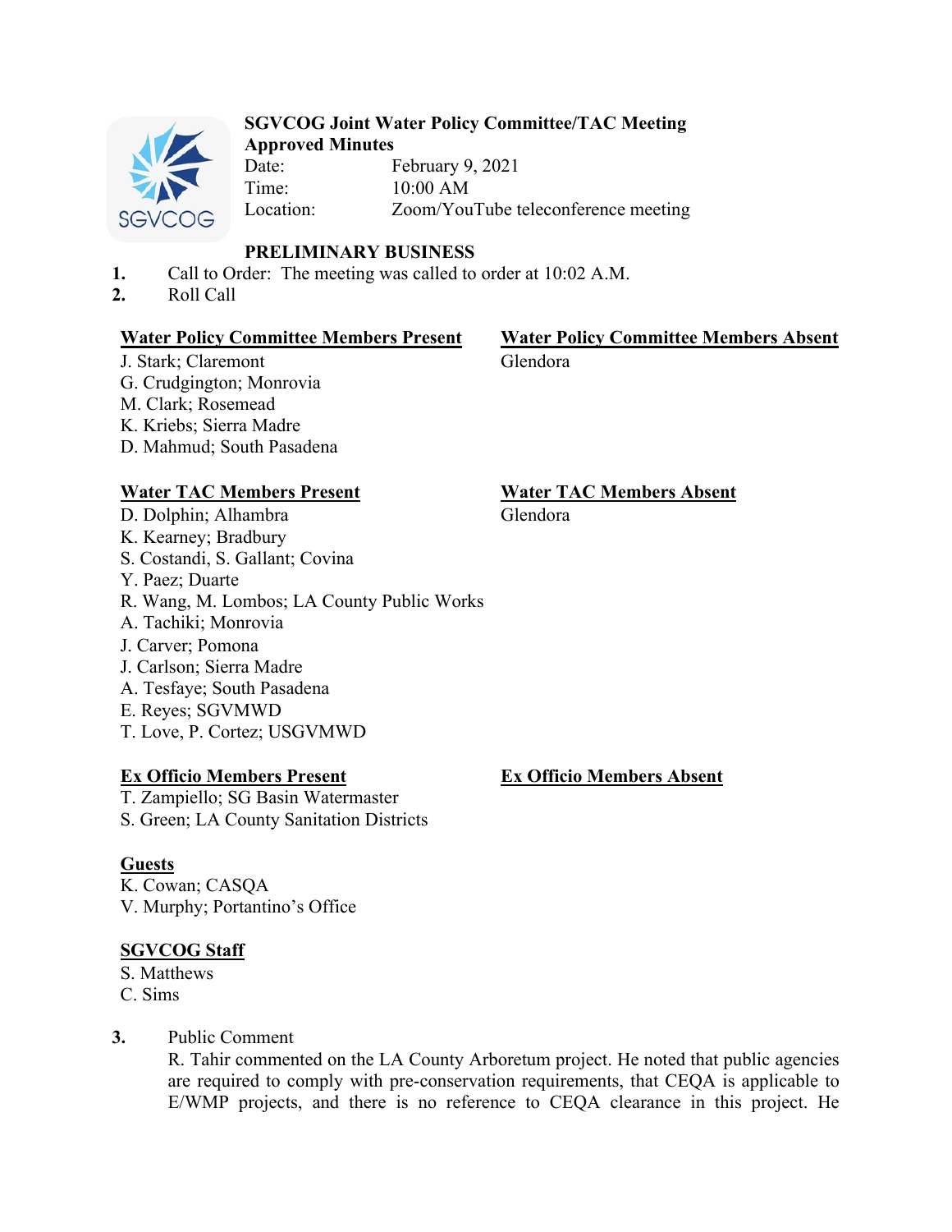**SGVCOG Joint Water Policy Committee/TAC Meeting**
**Approved Minutes**

Date: February 9, 2021
Time: 10:00 AM
Location: Zoom/YouTube teleconference meeting

**PRELIMINARY BUSINESS**

1. Call to Order: The meeting was called to order at 10:02 A.M.
2. Roll Call

**Water Policy Committee Members Present**
J. Stark; Claremont
G. Crudgington; Monrovia
M. Clark; Rosemead
K. Kriebs; Sierra Madre
D. Mahmud; South Pasadena

**Water Policy Committee Members Absent**
Glendora

**Water TAC Members Present**
D. Dolphin; Alhambra
K. Kearney; Bradbury
S. Costandi, S. Gallant; Covina
Y. Paez; Duarte
R. Wang, M. Lombos; LA County Public Works
A. Tachiki; Monrovia
J. Carver; Pomona
J. Carlson; Sierra Madre
A. Tesfaye; South Pasadena
E. Reyes; SGVMWD
T. Love, P. Cortez; USGVMWD

**Water TAC Members Absent**
Glendora

**Ex Officio Members Present**
T. Zampiello; SG Basin Watermaster
S. Green; LA County Sanitation Districts

**Ex Officio Members Absent**

**Guests**
K. Cowan; CASQA
V. Murphy; Portantino's Office

**SGVCOG Staff**
S. Matthews
C. Sims

3. Public Comment
   R. Tahir commented on the LA County Arboretum project. He noted that public agencies are required to comply with pre-conservation requirements, that CEQA is applicable to E/WMP projects, and there is no reference to CEQA clearance in this project. He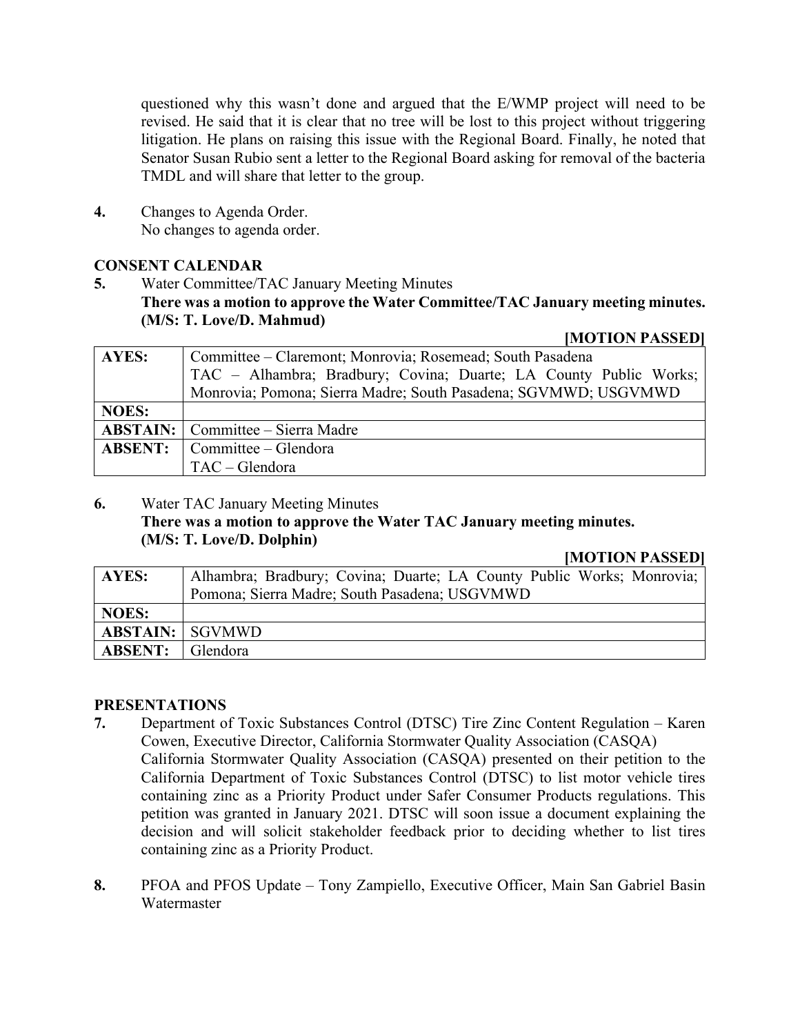questioned why this wasn't done and argued that the E/WMP project will need to be revised. He said that it is clear that no tree will be lost to this project without triggering litigation. He plans on raising this issue with the Regional Board. Finally, he noted that Senator Susan Rubio sent a letter to the Regional Board asking for removal of the bacteria TMDL and will share that letter to the group.

**4.** Changes to Agenda Order.
No changes to agenda order.

## CONSENT CALENDAR

**5.** Water Committee/TAC January Meeting Minutes
**There was a motion to approve the Water Committee/TAC January meeting minutes. (M/S: T. Love/D. Mahmud)**

**[MOTION PASSED]**

| | |
|---|---|
| **AYES:** | Committee – Claremont; Monrovia; Rosemead; South Pasadena<br>TAC – Alhambra; Bradbury; Covina; Duarte; LA County Public Works; Monrovia; Pomona; Sierra Madre; South Pasadena; SGVMWD; USGVMWD |
| **NOES:** | |
| **ABSTAIN:** | Committee – Sierra Madre |
| **ABSENT:** | Committee – Glendora<br>TAC – Glendora |

**6.** Water TAC January Meeting Minutes
**There was a motion to approve the Water TAC January meeting minutes. (M/S: T. Love/D. Dolphin)**

**[MOTION PASSED]**

| | |
|---|---|
| **AYES:** | Alhambra; Bradbury; Covina; Duarte; LA County Public Works; Monrovia; Pomona; Sierra Madre; South Pasadena; USGVMWD |
| **NOES:** | |
| **ABSTAIN:** | SGVMWD |
| **ABSENT:** | Glendora |

## PRESENTATIONS

**7.** Department of Toxic Substances Control (DTSC) Tire Zinc Content Regulation – Karen Cowen, Executive Director, California Stormwater Quality Association (CASQA)
California Stormwater Quality Association (CASQA) presented on their petition to the California Department of Toxic Substances Control (DTSC) to list motor vehicle tires containing zinc as a Priority Product under Safer Consumer Products regulations. This petition was granted in January 2021. DTSC will soon issue a document explaining the decision and will solicit stakeholder feedback prior to deciding whether to list tires containing zinc as a Priority Product.

**8.** PFOA and PFOS Update – Tony Zampiello, Executive Officer, Main San Gabriel Basin Watermaster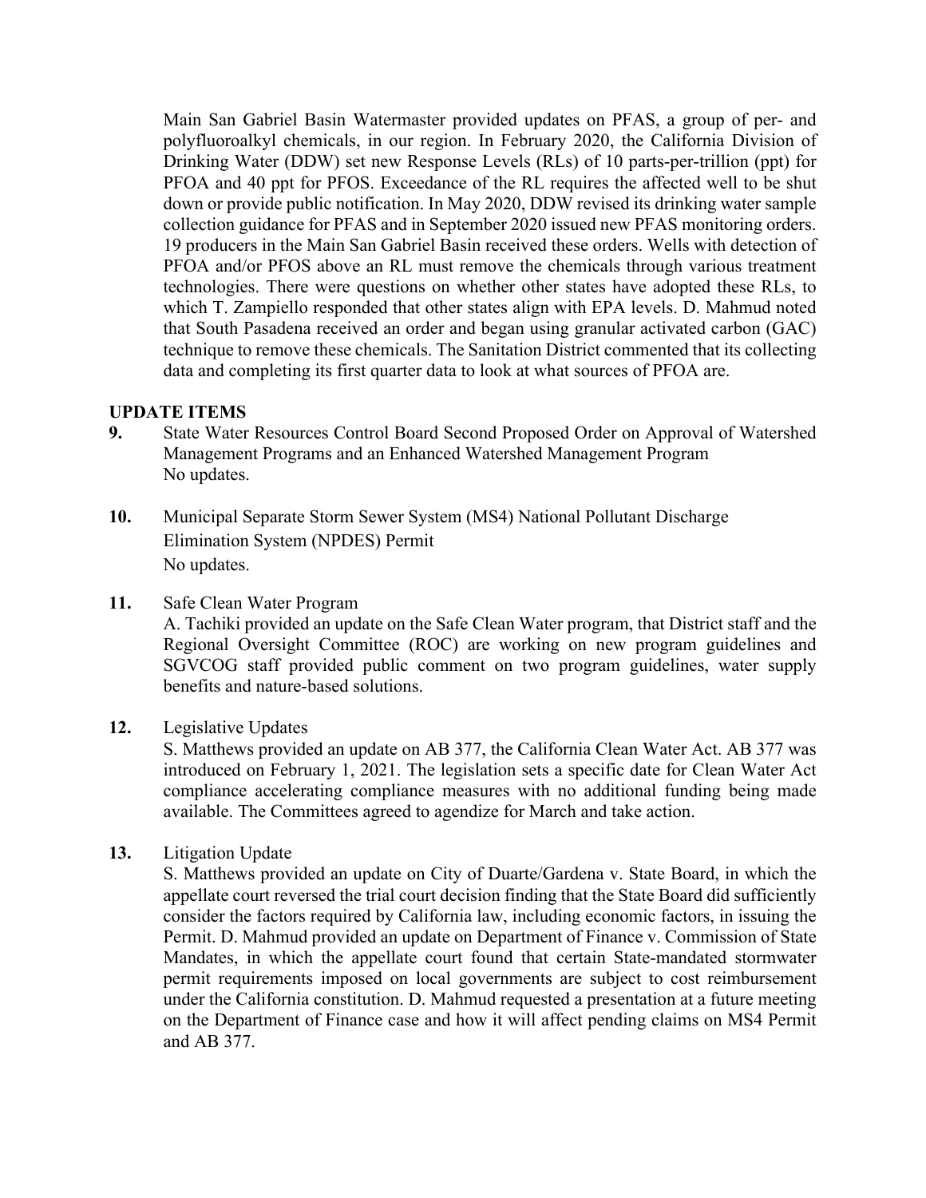Main San Gabriel Basin Watermaster provided updates on PFAS, a group of per- and polyfluoroalkyl chemicals, in our region. In February 2020, the California Division of Drinking Water (DDW) set new Response Levels (RLs) of 10 parts-per-trillion (ppt) for PFOA and 40 ppt for PFOS. Exceedance of the RL requires the affected well to be shut down or provide public notification. In May 2020, DDW revised its drinking water sample collection guidance for PFAS and in September 2020 issued new PFAS monitoring orders. 19 producers in the Main San Gabriel Basin received these orders. Wells with detection of PFOA and/or PFOS above an RL must remove the chemicals through various treatment technologies. There were questions on whether other states have adopted these RLs, to which T. Zampiello responded that other states align with EPA levels. D. Mahmud noted that South Pasadena received an order and began using granular activated carbon (GAC) technique to remove these chemicals. The Sanitation District commented that its collecting data and completing its first quarter data to look at what sources of PFOA are.

**UPDATE ITEMS**

**9.** State Water Resources Control Board Second Proposed Order on Approval of Watershed Management Programs and an Enhanced Watershed Management Program
No updates.

**10.** Municipal Separate Storm Sewer System (MS4) National Pollutant Discharge Elimination System (NPDES) Permit
No updates.

**11.** Safe Clean Water Program
A. Tachiki provided an update on the Safe Clean Water program, that District staff and the Regional Oversight Committee (ROC) are working on new program guidelines and SGVCOG staff provided public comment on two program guidelines, water supply benefits and nature-based solutions.

**12.** Legislative Updates
S. Matthews provided an update on AB 377, the California Clean Water Act. AB 377 was introduced on February 1, 2021. The legislation sets a specific date for Clean Water Act compliance accelerating compliance measures with no additional funding being made available. The Committees agreed to agendize for March and take action.

**13.** Litigation Update
S. Matthews provided an update on City of Duarte/Gardena v. State Board, in which the appellate court reversed the trial court decision finding that the State Board did sufficiently consider the factors required by California law, including economic factors, in issuing the Permit. D. Mahmud provided an update on Department of Finance v. Commission of State Mandates, in which the appellate court found that certain State-mandated stormwater permit requirements imposed on local governments are subject to cost reimbursement under the California constitution. D. Mahmud requested a presentation at a future meeting on the Department of Finance case and how it will affect pending claims on MS4 Permit and AB 377.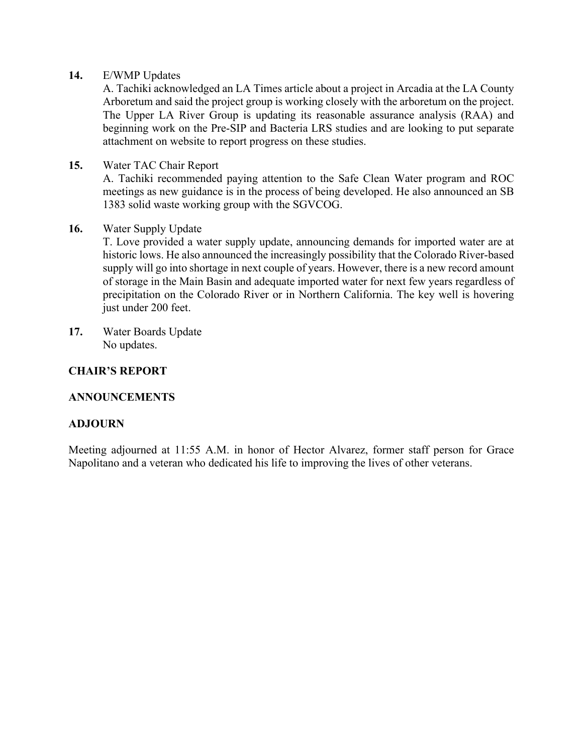**14.** E/WMP Updates

A. Tachiki acknowledged an LA Times article about a project in Arcadia at the LA County Arboretum and said the project group is working closely with the arboretum on the project. The Upper LA River Group is updating its reasonable assurance analysis (RAA) and beginning work on the Pre-SIP and Bacteria LRS studies and are looking to put separate attachment on website to report progress on these studies.

**15.** Water TAC Chair Report

A. Tachiki recommended paying attention to the Safe Clean Water program and ROC meetings as new guidance is in the process of being developed. He also announced an SB 1383 solid waste working group with the SGVCOG.

**16.** Water Supply Update

T. Love provided a water supply update, announcing demands for imported water are at historic lows. He also announced the increasingly possibility that the Colorado River-based supply will go into shortage in next couple of years. However, there is a new record amount of storage in the Main Basin and adequate imported water for next few years regardless of precipitation on the Colorado River or in Northern California. The key well is hovering just under 200 feet.

**17.** Water Boards Update

No updates.

**CHAIR'S REPORT**

**ANNOUNCEMENTS**

**ADJOURN**

Meeting adjourned at 11:55 A.M. in honor of Hector Alvarez, former staff person for Grace Napolitano and a veteran who dedicated his life to improving the lives of other veterans.